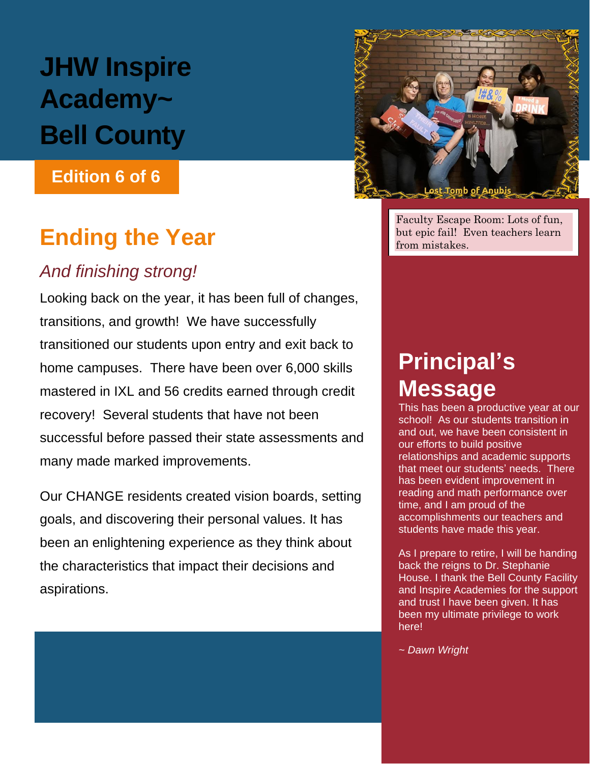# JHW Inspire Academy~ Bell County

**Edition 6 of 6**

Faculty Escape Room: Lots of fun, but epic fail! Even teachers learn from mistakes.

## Ending the Year

*And finishing strong!*

Looking back on the year, it has been full of changes, transitions, and growth! We have successfully transitioned our students upon entry and exit back to home campuses. There have been over 6,000 skills mastered in IXL and 56 credits earned through credit recovery! Several students that have not been successful before passed their state assessments and many made marked improvements.

Our CHANGE residents created vision boards, setting goals, and discovering their personal values. It has been an enlightening experience as they think about the characteristics that impact their decisions and aspirations.

## Principal's Message

This has been a productive year at our school! As our students transition in and out, we have been consistent in our efforts to build positive relationships and academic supports that meet our students' needs. There has been evident improvement in reading and math performance over time, and I am proud of the accomplishments our teachers and students have made this year.

As I prepare to retire, I will be handing back the reigns to Dr. Stephanie House. I thank the Bell County Facility and Inspire Academies for the support and trust I have been given. It has been my ultimate privilege to work here!

*~ Dawn Wright*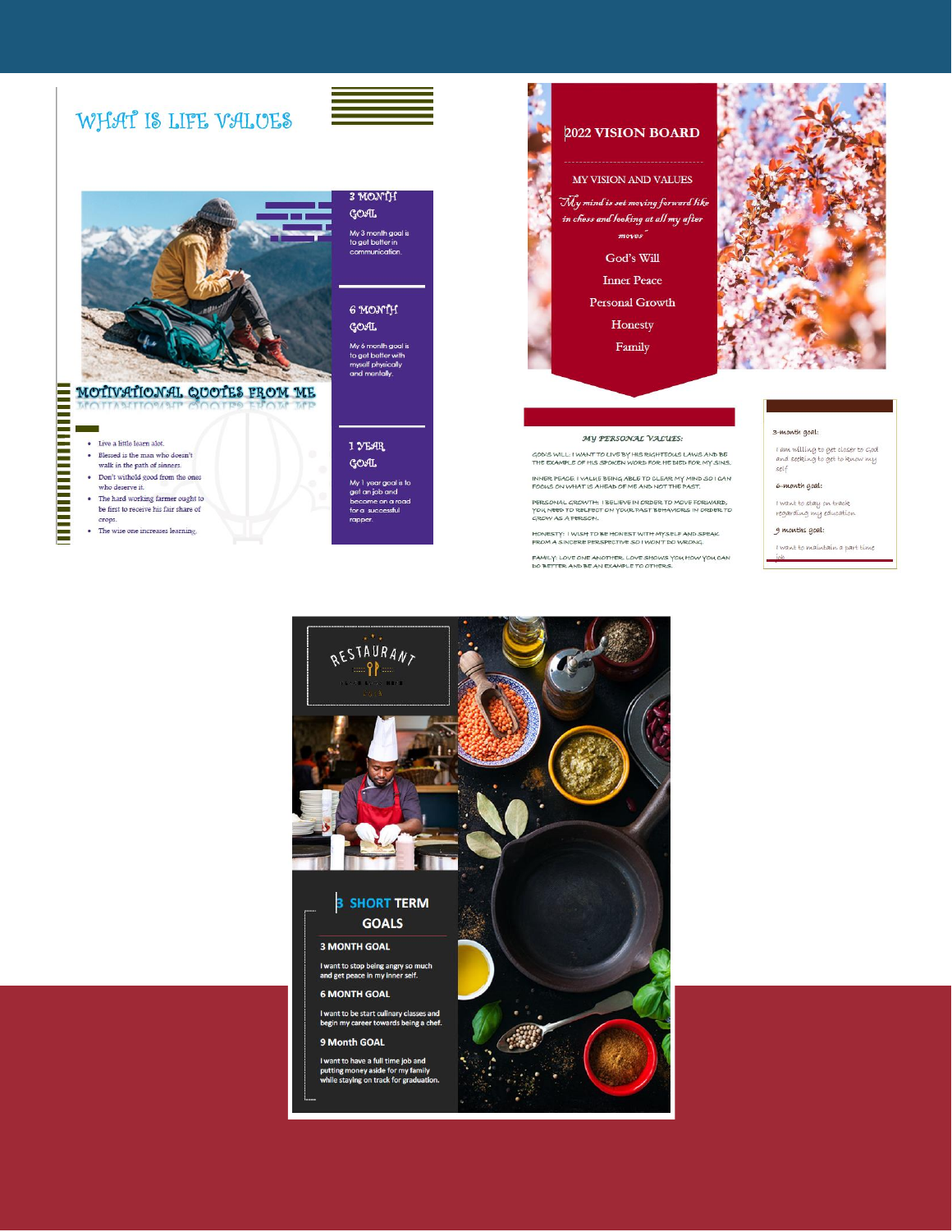## WHAT IS LIFE VALUES

### 3 MONTH GOAL

My 3 month goal is to get better in communication.

### 6 MONTH GOAL

My 6 month goal is to get better with myself physically and mentally.

### 1 YEAR GOAL

My 1 year goal is to get an job and become on a road for a successful rapper.

## MOTIVATIONAL QUOTES FROM ME

- Live a little learn alot.
- Blessed is the man who doesn't walk in the path of sinners.
- Don't withold good from the ones who deserve it.
- The hard working farmer ought to be first to receive his fair share of crops.
- The wise one increases learning.

## 2022 VISION BOARD

### MY VISION AND VALUES

*"My mind is set moving forward like in chess and looking at all my after moves"*

God's Will

Inner Peace

Personal Growth

Honesty

Family

### MY PERSONAL VALUES:

GOD'S WILL: I WANT TO LIVE BY HIS RIGHTEOUS LAWS AND BE THE EXAMPLE OF HIS SPOKEN WORD FOR HE DIED FOR MY SINS.

INNER PEACE: I VALUE BEING ABLE TO CLEAR MY MIND SO I CAN FOCUS ON WHAT IS AHEAD OF ME AND NOT THE PAST.

PERSONAL GROWTH: I BELIEVE IN ORDER TO MOVE FORWARD, YOU NEED TO REFLECT ON YOUR PAST BEHAVIORS IN ORDER TO GROW AS A PERSON.

HONESTY: I WISH TO BE HONEST WITH MYSELF AND SPEAK FROM A SINCERE PERSPECTIVE SO I WON'T DO WRONG.

FAMILY: LOVE ONE ANOTHER. LOVE SHOWS YOU HOW YOU CAN DO BETTER AND BE AN EXAMPLE TO OTHERS.

**3-month goal:**

I am willing to get closer to God and seeking to get to know my self

**6-month goal:**

I want to stay on track regarding my education

**9 months goal:**

I want to maintain a part time job

## RESTAURANT

## 3 SHORT TERM GOALS

### 3 MONTH GOAL

I want to stop being angry so much and get peace in my inner self.

### 6 MONTH GOAL

I want to be start cullinary classes and begin my career towards being a chef.

### 9 Month GOAL

I want to have a full time job and putting money aside for my family while staying on track for graduation.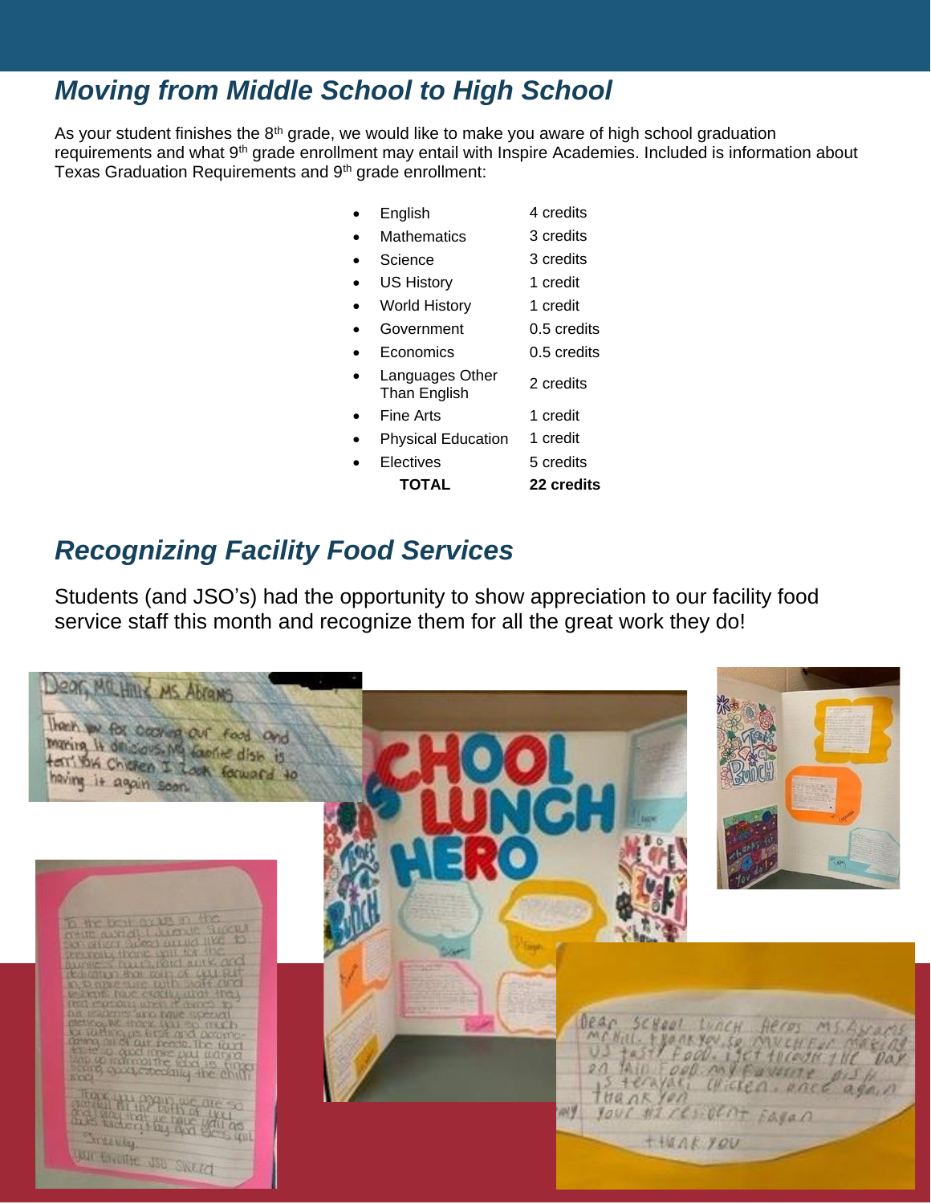## *Moving from Middle School to High School*

As your student finishes the 8th grade, we would like to make you aware of high school graduation requirements and what 9th grade enrollment may entail with Inspire Academies. Included is information about Texas Graduation Requirements and 9th grade enrollment:

| | |
|---|---|
| • English | 4 credits |
| • Mathematics | 3 credits |
| • Science | 3 credits |
| • US History | 1 credit |
| • World History | 1 credit |
| • Government | 0.5 credits |
| • Economics | 0.5 credits |
| • Languages Other Than English | 2 credits |
| • Fine Arts | 1 credit |
| • Physical Education | 1 credit |
| • Electives | 5 credits |
| **TOTAL** | **22 credits** |

## *Recognizing Facility Food Services*

Students (and JSO's) had the opportunity to show appreciation to our facility food service staff this month and recognize them for all the great work they do!